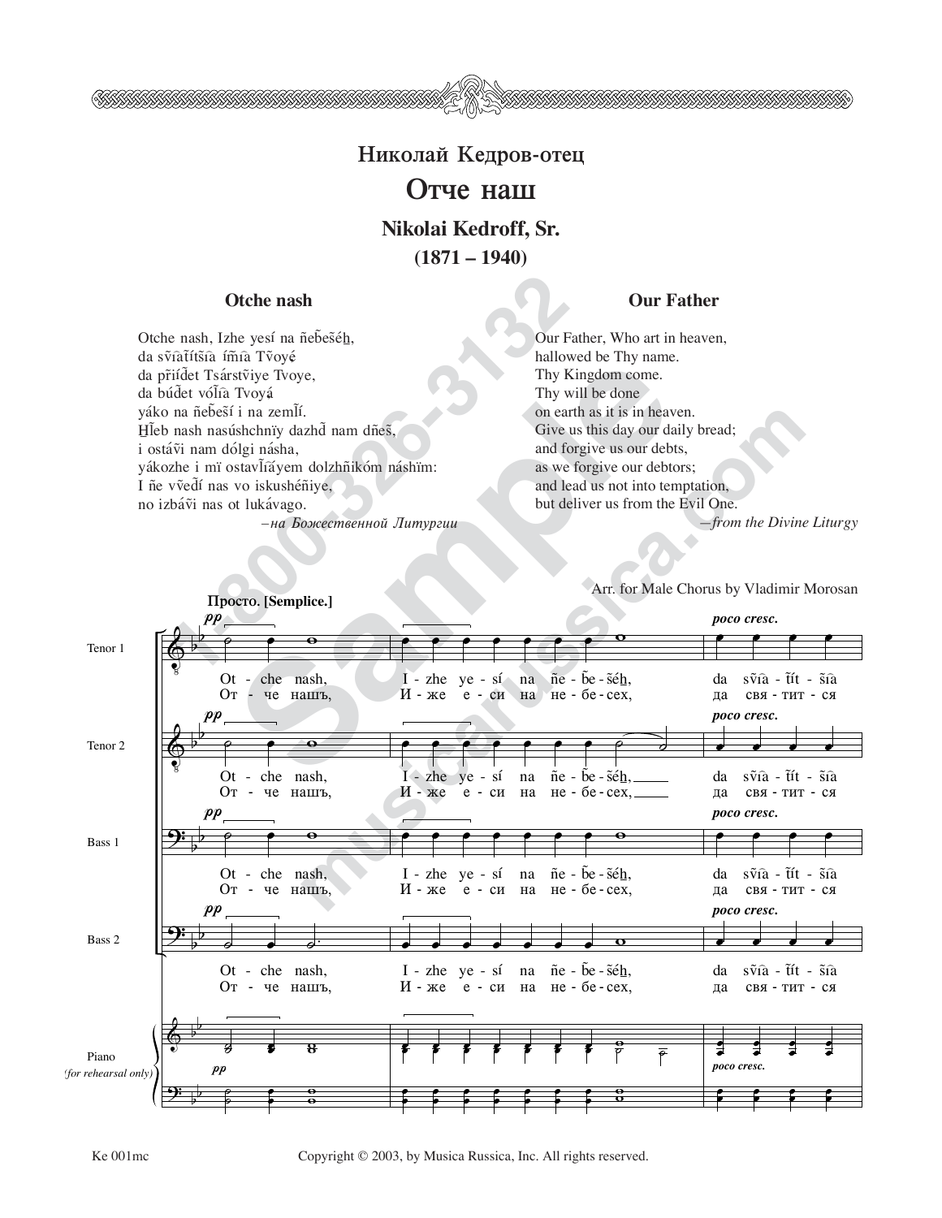# Николай Кедров-отец

## Отче наш

### Nikolai Kedroff, Sr.

### (1871 – 1940)

**Otche nash**

Otche nash, Izhe yesí na ñeb͡eséh͟,
da sv͡iatítsta ímia Tvoyé
da priídet Tsárstviye Tvoye,
da búdet vólia Tvoyá
yáko na ñebesí i na zemlí.
Hleb nash nasúshchnïy dazhd nam dñes,
i ostávi nam dólgi násha,
yákozhe i mï ostavliáyem dolzhñikóm náshïm:
I ñe vvedí nas vo iskushéñiye,
no izbávi nas ot lukávago.

*–на Божественной Литургии*

**Our Father**

Our Father, Who art in heaven,
hallowed be Thy name.
Thy Kingdom come.
Thy will be done
on earth as it is in heaven.
Give us this day our daily bread;
and forgive us our debts,
as we forgive our debtors;
and lead us not into temptation,
but deliver us from the Evil One.

*—from the Divine Liturgy*

Arr. for Male Chorus by Vladimir Morosan

**Просто. [Semplice.]**

Tenor 1, Tenor 2, Bass 1, Bass 2, Piano (for rehearsal only)

*pp* — *poco cresc.*

Ot - che nash, I - zhe ye - sí na ñe - be - séh, da svia - tít - sia
От - че нашъ, И - же е - си на не - бе - сех, да свя - тит - ся

Ke 001mc

Copyright © 2003, by Musica Russica, Inc. All rights reserved.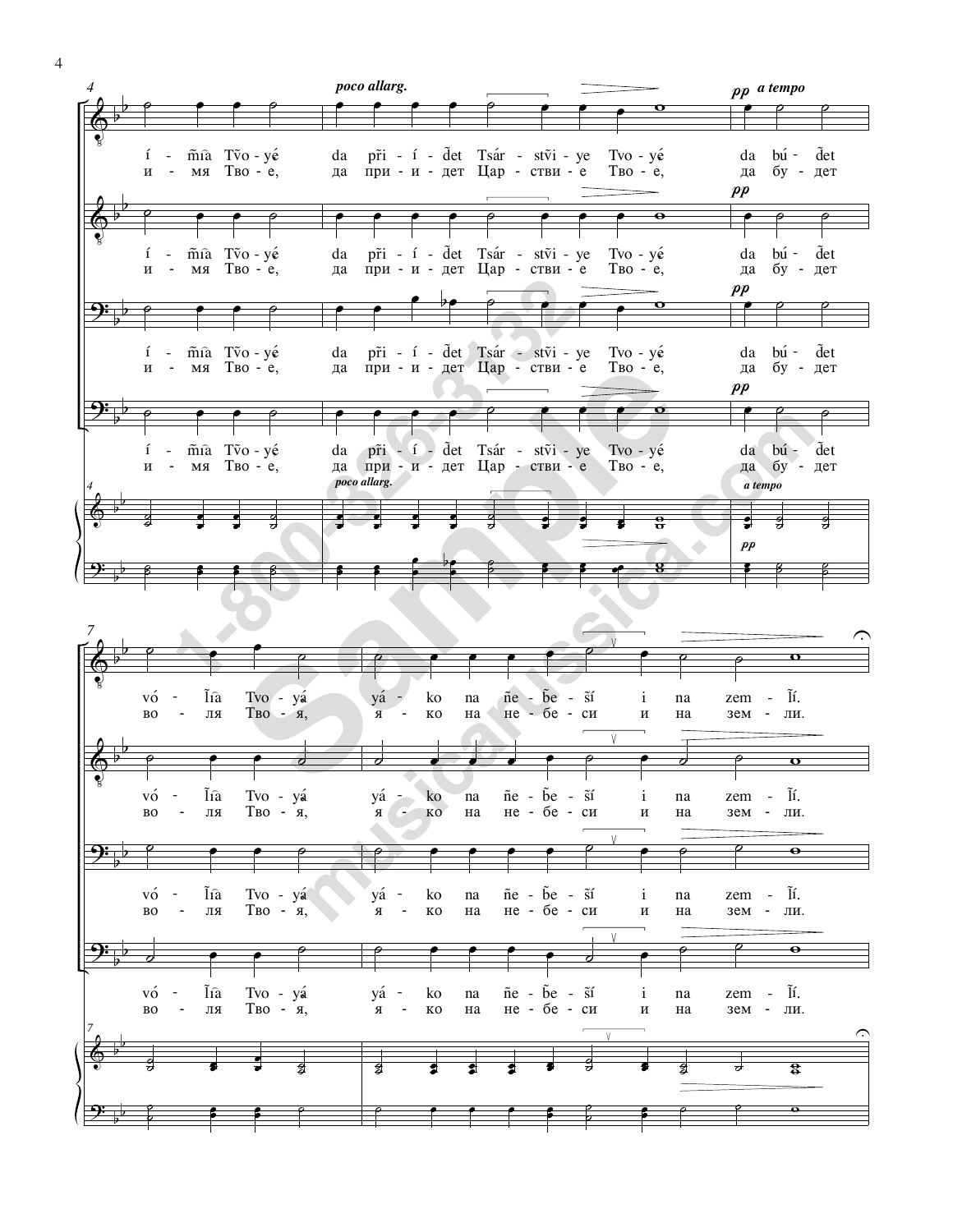*poco allarg.* — *pp a tempo*

í - m̃ia Tvo - yé da p̃ri - í - d̃et Tsár - stṽi - ye Tvo - yé da bú - d̃et

и - мя Тво - е, да при - и - дет Цар - стви - е Тво - е, да бу - дет

vó - l̃ia Tvo - yá yá - ko na ñe - b̃e - s̃í i na zem - l̃í.

во - ля Тво - я, я - ко на не - бе - си и на зем - ли.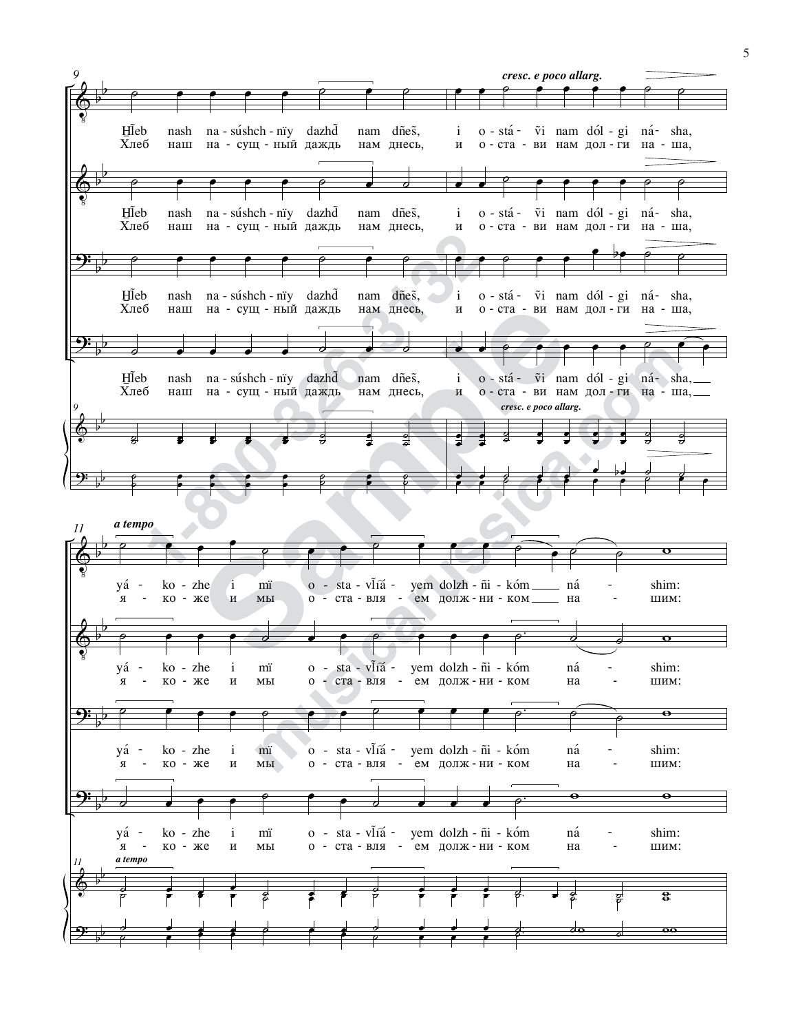*cresc. e poco allarg.*

Hl̃eb nash na - súshch - nïy dazh̃ nam dñeš, i o - stá - ṽi nam dól - gi ná - sha,
Хлеб наш на - сущ - ный даждь нам днесь, и о - ста - ви нам дол - ги на - ша,

*a tempo*

yá - ko - zhe i mï o - sta - vl̃á - yem dolzh - ñi - kóm ná - shim:
я - ко - же и мы о - ста - вля - ем долж - ни - ком на - шим: